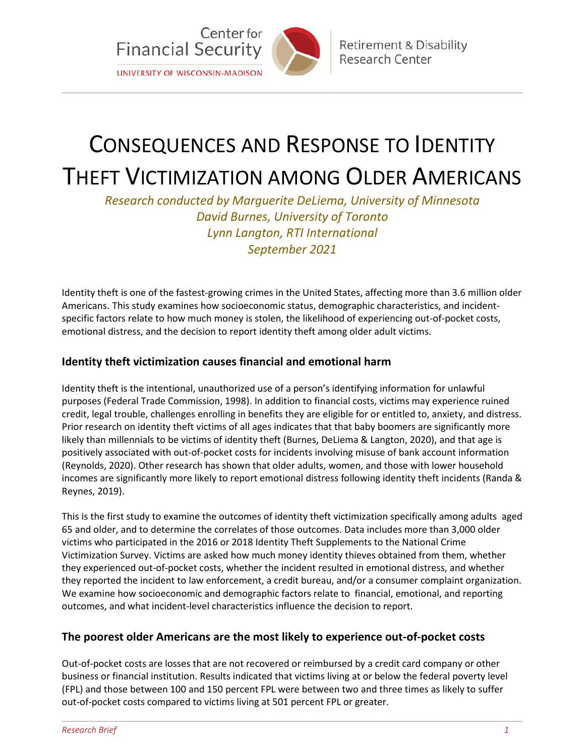Center for Financial Security

UNIVERSITY OF WISCONSIN-MADISON

Retirement & Disability Research Center

# Consequences and Response to Identity Theft Victimization among Older Americans

*Research conducted by Marguerite DeLiema, University of Minnesota*
*David Burnes, University of Toronto*
*Lynn Langton, RTI International*
*September 2021*

Identity theft is one of the fastest-growing crimes in the United States, affecting more than 3.6 million older Americans. This study examines how socioeconomic status, demographic characteristics, and incident-specific factors relate to how much money is stolen, the likelihood of experiencing out-of-pocket costs, emotional distress, and the decision to report identity theft among older adult victims.

## Identity theft victimization causes financial and emotional harm

Identity theft is the intentional, unauthorized use of a person's identifying information for unlawful purposes (Federal Trade Commission, 1998). In addition to financial costs, victims may experience ruined credit, legal trouble, challenges enrolling in benefits they are eligible for or entitled to, anxiety, and distress. Prior research on identity theft victims of all ages indicates that that baby boomers are significantly more likely than millennials to be victims of identity theft (Burnes, DeLiema & Langton, 2020), and that age is positively associated with out-of-pocket costs for incidents involving misuse of bank account information (Reynolds, 2020). Other research has shown that older adults, women, and those with lower household incomes are significantly more likely to report emotional distress following identity theft incidents (Randa & Reynes, 2019).

This is the first study to examine the outcomes of identity theft victimization specifically among adults aged 65 and older, and to determine the correlates of those outcomes. Data includes more than 3,000 older victims who participated in the 2016 or 2018 Identity Theft Supplements to the National Crime Victimization Survey. Victims are asked how much money identity thieves obtained from them, whether they experienced out-of-pocket costs, whether the incident resulted in emotional distress, and whether they reported the incident to law enforcement, a credit bureau, and/or a consumer complaint organization. We examine how socioeconomic and demographic factors relate to financial, emotional, and reporting outcomes, and what incident-level characteristics influence the decision to report.

## The poorest older Americans are the most likely to experience out-of-pocket costs

Out-of-pocket costs are losses that are not recovered or reimbursed by a credit card company or other business or financial institution. Results indicated that victims living at or below the federal poverty level (FPL) and those between 100 and 150 percent FPL were between two and three times as likely to suffer out-of-pocket costs compared to victims living at 501 percent FPL or greater.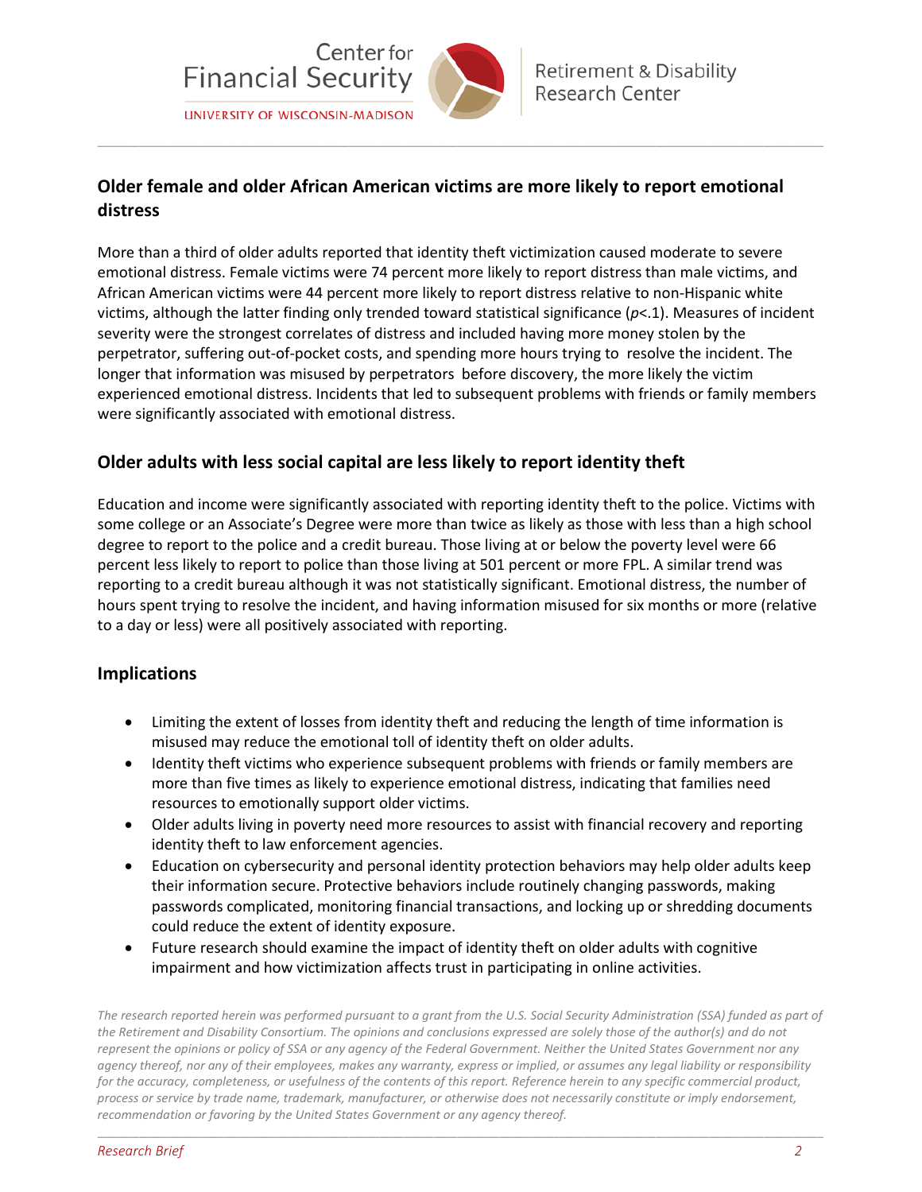## Older female and older African American victims are more likely to report emotional distress

More than a third of older adults reported that identity theft victimization caused moderate to severe emotional distress. Female victims were 74 percent more likely to report distress than male victims, and African American victims were 44 percent more likely to report distress relative to non-Hispanic white victims, although the latter finding only trended toward statistical significance ($p<.1$). Measures of incident severity were the strongest correlates of distress and included having more money stolen by the perpetrator, suffering out-of-pocket costs, and spending more hours trying to resolve the incident. The longer that information was misused by perpetrators before discovery, the more likely the victim experienced emotional distress. Incidents that led to subsequent problems with friends or family members were significantly associated with emotional distress.

## Older adults with less social capital are less likely to report identity theft

Education and income were significantly associated with reporting identity theft to the police. Victims with some college or an Associate's Degree were more than twice as likely as those with less than a high school degree to report to the police and a credit bureau. Those living at or below the poverty level were 66 percent less likely to report to police than those living at 501 percent or more FPL. A similar trend was reporting to a credit bureau although it was not statistically significant. Emotional distress, the number of hours spent trying to resolve the incident, and having information misused for six months or more (relative to a day or less) were all positively associated with reporting.

## Implications

- Limiting the extent of losses from identity theft and reducing the length of time information is misused may reduce the emotional toll of identity theft on older adults.
- Identity theft victims who experience subsequent problems with friends or family members are more than five times as likely to experience emotional distress, indicating that families need resources to emotionally support older victims.
- Older adults living in poverty need more resources to assist with financial recovery and reporting identity theft to law enforcement agencies.
- Education on cybersecurity and personal identity protection behaviors may help older adults keep their information secure. Protective behaviors include routinely changing passwords, making passwords complicated, monitoring financial transactions, and locking up or shredding documents could reduce the extent of identity exposure.
- Future research should examine the impact of identity theft on older adults with cognitive impairment and how victimization affects trust in participating in online activities.

*The research reported herein was performed pursuant to a grant from the U.S. Social Security Administration (SSA) funded as part of the Retirement and Disability Consortium. The opinions and conclusions expressed are solely those of the author(s) and do not represent the opinions or policy of SSA or any agency of the Federal Government. Neither the United States Government nor any agency thereof, nor any of their employees, makes any warranty, express or implied, or assumes any legal liability or responsibility for the accuracy, completeness, or usefulness of the contents of this report. Reference herein to any specific commercial product, process or service by trade name, trademark, manufacturer, or otherwise does not necessarily constitute or imply endorsement, recommendation or favoring by the United States Government or any agency thereof.*